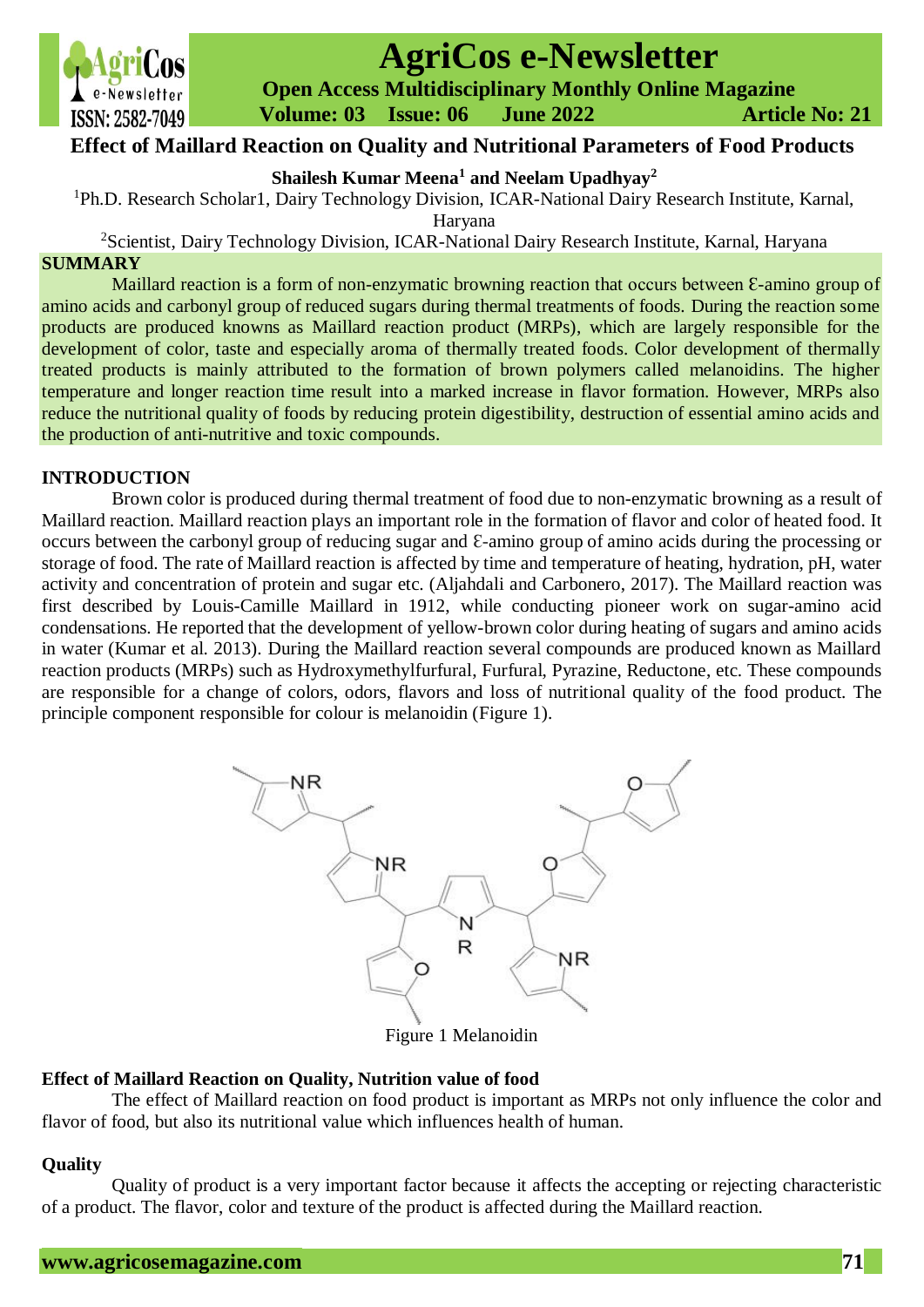# Effect of Maillard Reaction on Quality and Nutritional Parameters of Food Products

**Shailesh Kumar Meena[1] and Neelam Upadhyay[2]**

[1]Ph.D. Research Scholar1, Dairy Technology Division, ICAR-National Dairy Research Institute, Karnal, Haryana

[2]Scientist, Dairy Technology Division, ICAR-National Dairy Research Institute, Karnal, Haryana

## SUMMARY

Maillard reaction is a form of non-enzymatic browning reaction that occurs between Ɛ-amino group of amino acids and carbonyl group of reduced sugars during thermal treatments of foods. During the reaction some products are produced knowns as Maillard reaction product (MRPs), which are largely responsible for the development of color, taste and especially aroma of thermally treated foods. Color development of thermally treated products is mainly attributed to the formation of brown polymers called melanoidins. The higher temperature and longer reaction time result into a marked increase in flavor formation. However, MRPs also reduce the nutritional quality of foods by reducing protein digestibility, destruction of essential amino acids and the production of anti-nutritive and toxic compounds.

## INTRODUCTION

Brown color is produced during thermal treatment of food due to non-enzymatic browning as a result of Maillard reaction. Maillard reaction plays an important role in the formation of flavor and color of heated food. It occurs between the carbonyl group of reducing sugar and Ɛ-amino group of amino acids during the processing or storage of food. The rate of Maillard reaction is affected by time and temperature of heating, hydration, pH, water activity and concentration of protein and sugar etc. (Aljahdali and Carbonero, 2017). The Maillard reaction was first described by Louis-Camille Maillard in 1912, while conducting pioneer work on sugar-amino acid condensations. He reported that the development of yellow-brown color during heating of sugars and amino acids in water (Kumar et al. 2013). During the Maillard reaction several compounds are produced known as Maillard reaction products (MRPs) such as Hydroxymethylfurfural, Furfural, Pyrazine, Reductone, etc. These compounds are responsible for a change of colors, odors, flavors and loss of nutritional quality of the food product. The principle component responsible for colour is melanoidin (Figure 1).

Figure 1 Melanoidin

### Effect of Maillard Reaction on Quality, Nutrition value of food

The effect of Maillard reaction on food product is important as MRPs not only influence the color and flavor of food, but also its nutritional value which influences health of human.

### Quality

Quality of product is a very important factor because it affects the accepting or rejecting characteristic of a product. The flavor, color and texture of the product is affected during the Maillard reaction.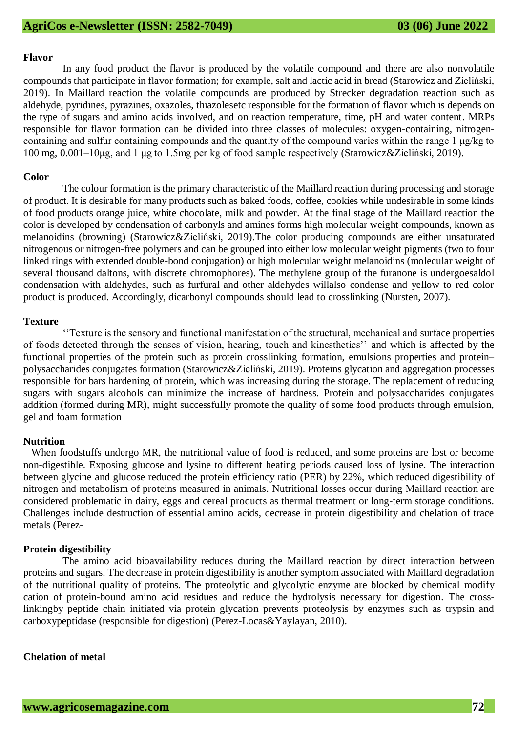### Flavor

In any food product the flavor is produced by the volatile compound and there are also nonvolatile compounds that participate in flavor formation; for example, salt and lactic acid in bread (Starowicz and Zieliński, 2019). In Maillard reaction the volatile compounds are produced by Strecker degradation reaction such as aldehyde, pyridines, pyrazines, oxazoles, thiazolesetc responsible for the formation of flavor which is depends on the type of sugars and amino acids involved, and on reaction temperature, time, pH and water content. MRPs responsible for flavor formation can be divided into three classes of molecules: oxygen-containing, nitrogen-containing and sulfur containing compounds and the quantity of the compound varies within the range 1 μg/kg to 100 mg, 0.001–10μg, and 1 μg to 1.5mg per kg of food sample respectively (Starowicz&Zieliński, 2019).

### Color

The colour formation is the primary characteristic of the Maillard reaction during processing and storage of product. It is desirable for many products such as baked foods, coffee, cookies while undesirable in some kinds of food products orange juice, white chocolate, milk and powder. At the final stage of the Maillard reaction the color is developed by condensation of carbonyls and amines forms high molecular weight compounds, known as melanoidins (browning) (Starowicz&Zieliński, 2019).The color producing compounds are either unsaturated nitrogenous or nitrogen-free polymers and can be grouped into either low molecular weight pigments (two to four linked rings with extended double-bond conjugation) or high molecular weight melanoidins (molecular weight of several thousand daltons, with discrete chromophores). The methylene group of the furanone is undergoesaldol condensation with aldehydes, such as furfural and other aldehydes willalso condense and yellow to red color product is produced. Accordingly, dicarbonyl compounds should lead to crosslinking (Nursten, 2007).

### Texture

''Texture is the sensory and functional manifestation of the structural, mechanical and surface properties of foods detected through the senses of vision, hearing, touch and kinesthetics'' and which is affected by the functional properties of the protein such as protein crosslinking formation, emulsions properties and protein–polysaccharides conjugates formation (Starowicz&Zieliński, 2019). Proteins glycation and aggregation processes responsible for bars hardening of protein, which was increasing during the storage. The replacement of reducing sugars with sugars alcohols can minimize the increase of hardness. Protein and polysaccharides conjugates addition (formed during MR), might successfully promote the quality of some food products through emulsion, gel and foam formation

### Nutrition

When foodstuffs undergo MR, the nutritional value of food is reduced, and some proteins are lost or become non-digestible. Exposing glucose and lysine to different heating periods caused loss of lysine. The interaction between glycine and glucose reduced the protein efficiency ratio (PER) by 22%, which reduced digestibility of nitrogen and metabolism of proteins measured in animals. Nutritional losses occur during Maillard reaction are considered problematic in dairy, eggs and cereal products as thermal treatment or long-term storage conditions. Challenges include destruction of essential amino acids, decrease in protein digestibility and chelation of trace metals (Perez-

### Protein digestibility

The amino acid bioavailability reduces during the Maillard reaction by direct interaction between proteins and sugars. The decrease in protein digestibility is another symptom associated with Maillard degradation of the nutritional quality of proteins. The proteolytic and glycolytic enzyme are blocked by chemical modify cation of protein-bound amino acid residues and reduce the hydrolysis necessary for digestion. The cross-linkingby peptide chain initiated via protein glycation prevents proteolysis by enzymes such as trypsin and carboxypeptidase (responsible for digestion) (Perez-Locas&Yaylayan, 2010).

### Chelation of metal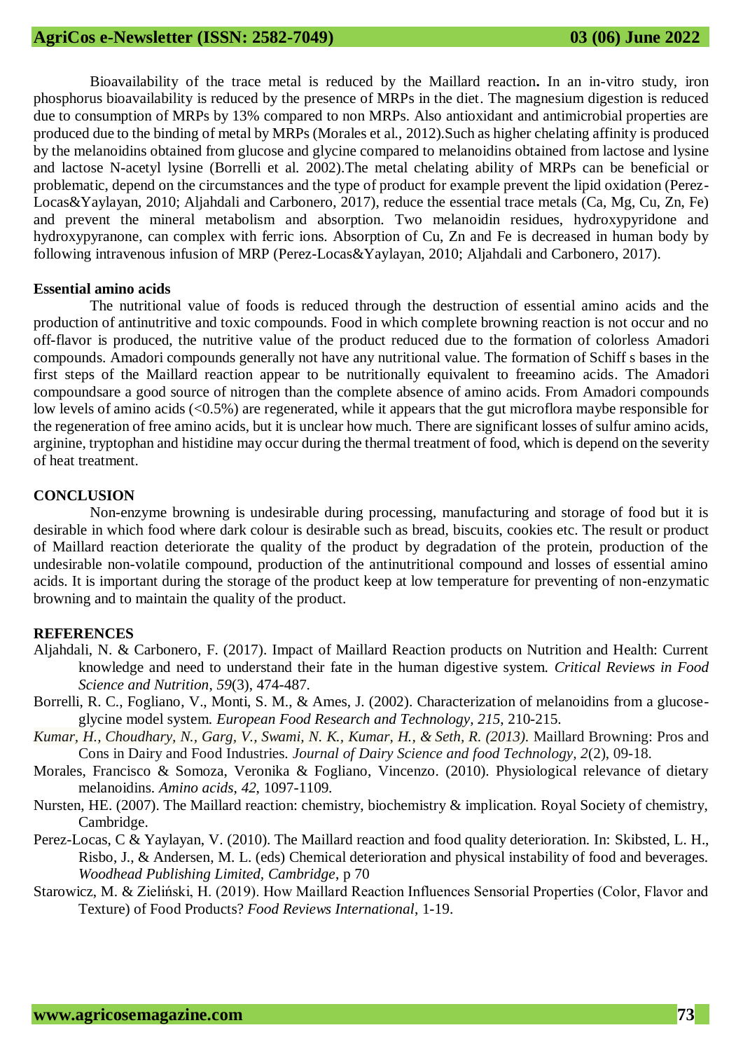Bioavailability of the trace metal is reduced by the Maillard reaction**.** In an in-vitro study, iron phosphorus bioavailability is reduced by the presence of MRPs in the diet. The magnesium digestion is reduced due to consumption of MRPs by 13% compared to non MRPs. Also antioxidant and antimicrobial properties are produced due to the binding of metal by MRPs (Morales et al., 2012).Such as higher chelating affinity is produced by the melanoidins obtained from glucose and glycine compared to melanoidins obtained from lactose and lysine and lactose N-acetyl lysine (Borrelli et al. 2002).The metal chelating ability of MRPs can be beneficial or problematic, depend on the circumstances and the type of product for example prevent the lipid oxidation (Perez-Locas&Yaylayan, 2010; Aljahdali and Carbonero, 2017), reduce the essential trace metals (Ca, Mg, Cu, Zn, Fe) and prevent the mineral metabolism and absorption. Two melanoidin residues, hydroxypyridone and hydroxypyranone, can complex with ferric ions. Absorption of Cu, Zn and Fe is decreased in human body by following intravenous infusion of MRP (Perez-Locas&Yaylayan, 2010; Aljahdali and Carbonero, 2017).

**Essential amino acids**

The nutritional value of foods is reduced through the destruction of essential amino acids and the production of antinutritive and toxic compounds. Food in which complete browning reaction is not occur and no off-flavor is produced, the nutritive value of the product reduced due to the formation of colorless Amadori compounds. Amadori compounds generally not have any nutritional value. The formation of Schiff s bases in the first steps of the Maillard reaction appear to be nutritionally equivalent to freeamino acids. The Amadori compoundsare a good source of nitrogen than the complete absence of amino acids. From Amadori compounds low levels of amino acids (<0.5%) are regenerated, while it appears that the gut microflora maybe responsible for the regeneration of free amino acids, but it is unclear how much. There are significant losses of sulfur amino acids, arginine, tryptophan and histidine may occur during the thermal treatment of food, which is depend on the severity of heat treatment.

## CONCLUSION

Non-enzyme browning is undesirable during processing, manufacturing and storage of food but it is desirable in which food where dark colour is desirable such as bread, biscuits, cookies etc. The result or product of Maillard reaction deteriorate the quality of the product by degradation of the protein, production of the undesirable non-volatile compound, production of the antinutritional compound and losses of essential amino acids. It is important during the storage of the product keep at low temperature for preventing of non-enzymatic browning and to maintain the quality of the product.

## REFERENCES

Aljahdali, N. & Carbonero, F. (2017). Impact of Maillard Reaction products on Nutrition and Health: Current knowledge and need to understand their fate in the human digestive system. *Critical Reviews in Food Science and Nutrition*, *59*(3), 474-487.

Borrelli, R. C., Fogliano, V., Monti, S. M., & Ames, J. (2002). Characterization of melanoidins from a glucose-glycine model system. *European Food Research and Technology*, *215*, 210-215.

*Kumar, H., Choudhary, N., Garg, V., Swami, N. K., Kumar, H., & Seth, R. (2013).* Maillard Browning: Pros and Cons in Dairy and Food Industries. *Journal of Dairy Science and food Technology, 2*(2), 09-18.

Morales, Francisco & Somoza, Veronika & Fogliano, Vincenzo. (2010). Physiological relevance of dietary melanoidins. *Amino acids*, *42*, 1097-1109.

Nursten, HE. (2007). The Maillard reaction: chemistry, biochemistry & implication. Royal Society of chemistry, Cambridge.

Perez-Locas, C & Yaylayan, V. (2010). The Maillard reaction and food quality deterioration. In: Skibsted, L. H., Risbo, J., & Andersen, M. L. (eds) Chemical deterioration and physical instability of food and beverages. *Woodhead Publishing Limited, Cambridge*, p 70

Starowicz, M. & Zieliński, H. (2019). How Maillard Reaction Influences Sensorial Properties (Color, Flavor and Texture) of Food Products? *Food Reviews International*, 1-19.